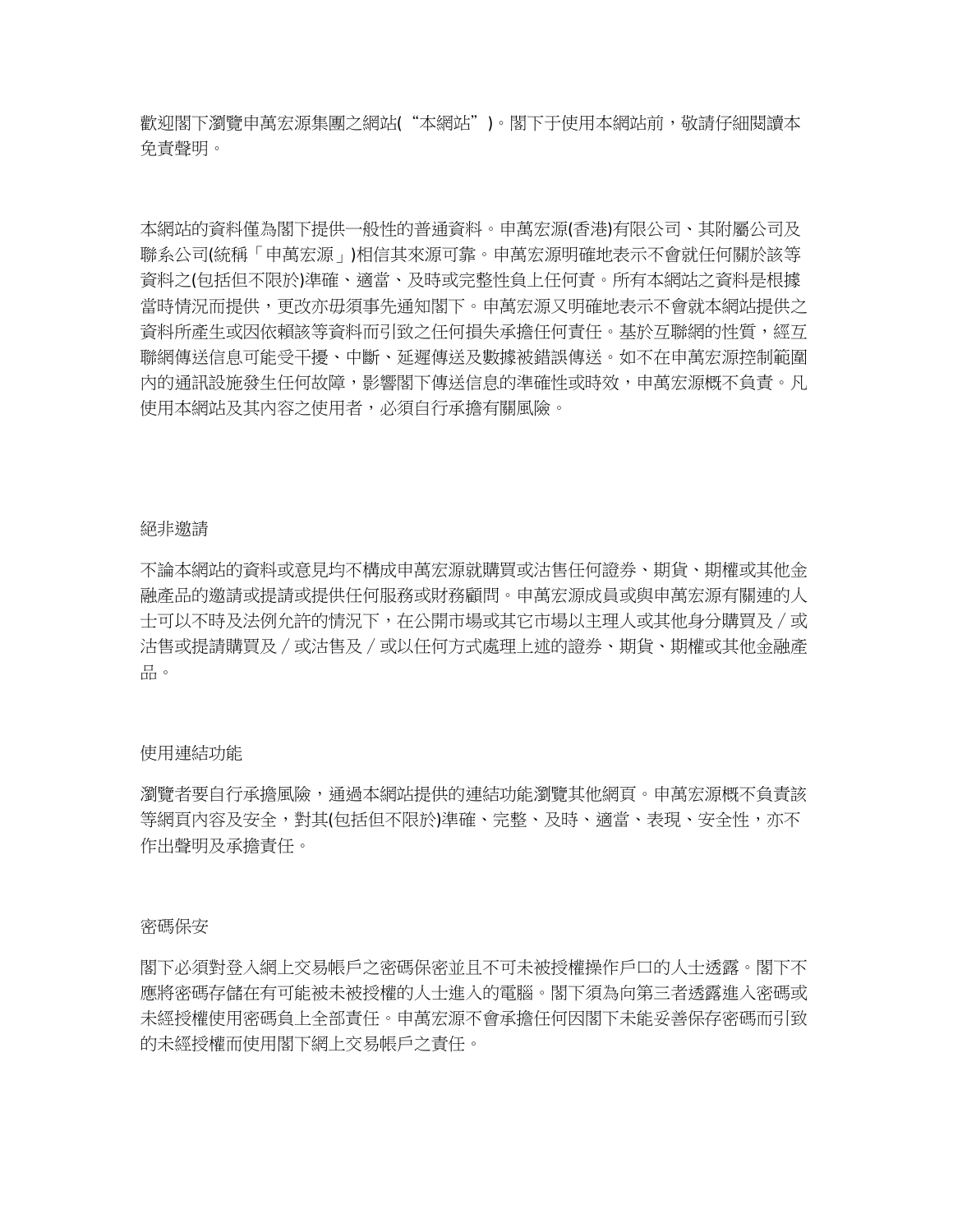歡迎閣下瀏覽申萬宏源集團之網站(“本網站”)。閣下于使用本網站前，敬請仔細閱讀本免責聲明。

本網站的資料僅為閣下提供一般性的普通資料。申萬宏源(香港)有限公司、其附屬公司及聯系公司(統稱「申萬宏源」)相信其來源可靠。申萬宏源明確地表示不會就任何關於該等資料之(包括但不限於)準確、適當、及時或完整性負上任何責。所有本網站之資料是根據當時情況而提供，更改亦毋須事先通知閣下。申萬宏源又明確地表示不會就本網站提供之資料所產生或因依賴該等資料而引致之任何損失承擔任何責任。基於互聯網的性質，經互聯網傳送信息可能受干擾、中斷、延遲傳送及數據被錯誤傳送。如不在申萬宏源控制範圍內的通訊設施發生任何故障，影響閣下傳送信息的準確性或時效，申萬宏源概不負責。凡使用本網站及其內容之使用者，必須自行承擔有關風險。

## 絕非邀請

不論本網站的資料或意見均不構成申萬宏源就購買或沽售任何證券、期貨、期權或其他金融產品的邀請或提請或提供任何服務或財務顧問。申萬宏源成員或與申萬宏源有關連的人士可以不時及法例允許的情況下，在公開市場或其它市場以主理人或其他身分購買及／或沽售或提請購買及／或沽售及／或以任何方式處理上述的證券、期貨、期權或其他金融產品。

## 使用連結功能

瀏覽者要自行承擔風險，通過本網站提供的連結功能瀏覽其他網頁。申萬宏源概不負責該等網頁內容及安全，對其(包括但不限於)準確、完整、及時、適當、表現、安全性，亦不作出聲明及承擔責任。

## 密碼保安

閣下必須對登入網上交易帳戶之密碼保密並且不可未被授權操作戶口的人士透露。閣下不應將密碼存儲在有可能被未被授權的人士進入的電腦。閣下須為向第三者透露進入密碼或未經授權使用密碼負上全部責任。申萬宏源不會承擔任何因閣下未能妥善保存密碼而引致的未經授權而使用閣下網上交易帳戶之責任。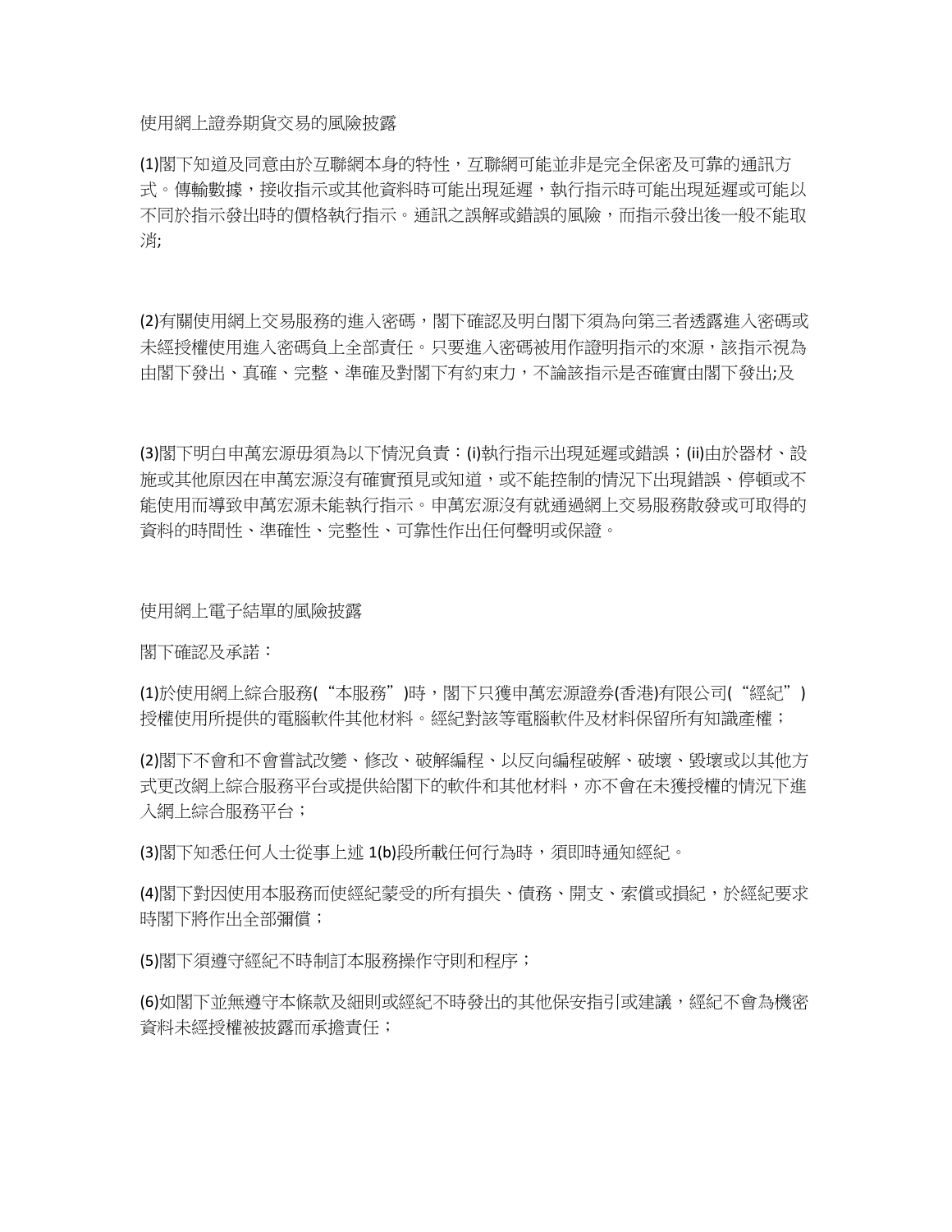使用網上證券期貨交易的風險披露

(1)閣下知道及同意由於互聯網本身的特性，互聯網可能並非是完全保密及可靠的通訊方式。傳輸數據，接收指示或其他資料時可能出現延遲，執行指示時可能出現延遲或可能以不同於指示發出時的價格執行指示。通訊之誤解或錯誤的風險，而指示發出後一般不能取消;

(2)有關使用網上交易服務的進入密碼，閣下確認及明白閣下須為向第三者透露進入密碼或未經授權使用進入密碼負上全部責任。只要進入密碼被用作證明指示的來源，該指示視為由閣下發出、真確、完整、準確及對閣下有約束力，不論該指示是否確實由閣下發出;及

(3)閣下明白申萬宏源毋須為以下情況負責：(i)執行指示出現延遲或錯誤；(ii)由於器材、設施或其他原因在申萬宏源沒有確實預見或知道，或不能控制的情況下出現錯誤、停頓或不能使用而導致申萬宏源未能執行指示。申萬宏源沒有就通過網上交易服務散發或可取得的資料的時間性、準確性、完整性、可靠性作出任何聲明或保證。

使用網上電子結單的風險披露

閣下確認及承諾：

(1)於使用網上綜合服務(“本服務”)時，閣下只獲申萬宏源證券(香港)有限公司(“經紀”)授權使用所提供的電腦軟件其他材料。經紀對該等電腦軟件及材料保留所有知識產權；

(2)閣下不會和不會嘗試改變、修改、破解編程、以反向編程破解、破壞、毀壞或以其他方式更改網上綜合服務平台或提供給閣下的軟件和其他材料，亦不會在未獲授權的情況下進入網上綜合服務平台；

(3)閣下知悉任何人士從事上述 1(b)段所載任何行為時，須即時通知經紀。

(4)閣下對因使用本服務而使經紀蒙受的所有損失、債務、開支、索償或損紀，於經紀要求時閣下將作出全部彌償；

(5)閣下須遵守經紀不時制訂本服務操作守則和程序；

(6)如閣下並無遵守本條款及細則或經紀不時發出的其他保安指引或建議，經紀不會為機密資料未經授權被披露而承擔責任；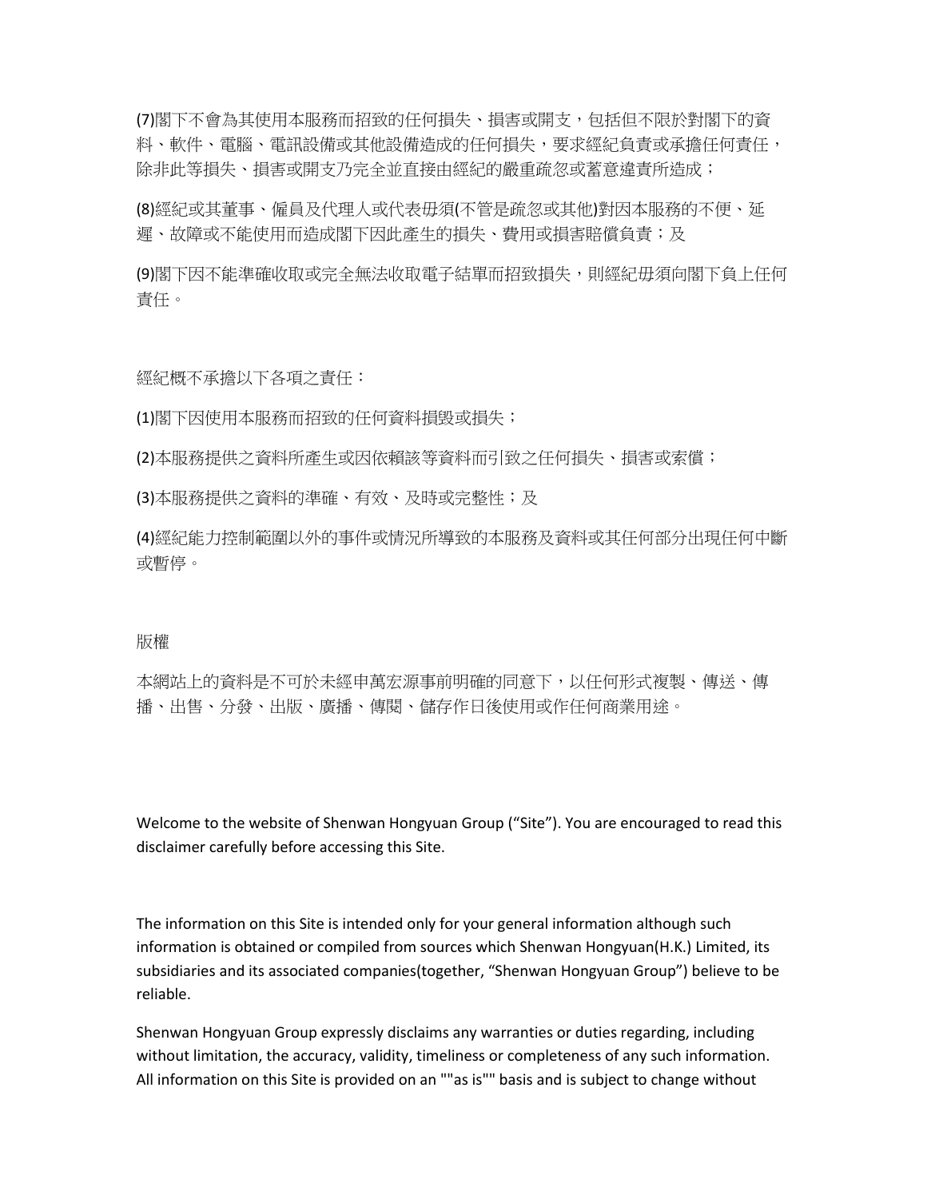(7)閣下不會為其使用本服務而招致的任何損失、損害或開支，包括但不限於對閣下的資料、軟件、電腦、電訊設備或其他設備造成的任何損失，要求經紀負責或承擔任何責任，除非此等損失、損害或開支乃完全並直接由經紀的嚴重疏忽或蓄意違責所造成；

(8)經紀或其董事、僱員及代理人或代表毋須(不管是疏忽或其他)對因本服務的不便、延遲、故障或不能使用而造成閣下因此產生的損失、費用或損害賠償負責；及

(9)閣下因不能準確收取或完全無法收取電子結單而招致損失，則經紀毋須向閣下負上任何責任。

經紀概不承擔以下各項之責任：

(1)閣下因使用本服務而招致的任何資料損毀或損失；

(2)本服務提供之資料所產生或因依賴該等資料而引致之任何損失、損害或索償；

(3)本服務提供之資料的準確、有效、及時或完整性；及

(4)經紀能力控制範圍以外的事件或情況所導致的本服務及資料或其任何部分出現任何中斷或暫停。

版權

本網站上的資料是不可於未經申萬宏源事前明確的同意下，以任何形式複製、傳送、傳播、出售、分發、出版、廣播、傳閱、儲存作日後使用或作任何商業用途。

Welcome to the website of Shenwan Hongyuan Group (“Site”). You are encouraged to read this disclaimer carefully before accessing this Site.

The information on this Site is intended only for your general information although such information is obtained or compiled from sources which Shenwan Hongyuan(H.K.) Limited, its subsidiaries and its associated companies(together, “Shenwan Hongyuan Group”) believe to be reliable.

Shenwan Hongyuan Group expressly disclaims any warranties or duties regarding, including without limitation, the accuracy, validity, timeliness or completeness of any such information. All information on this Site is provided on an ""as is"" basis and is subject to change without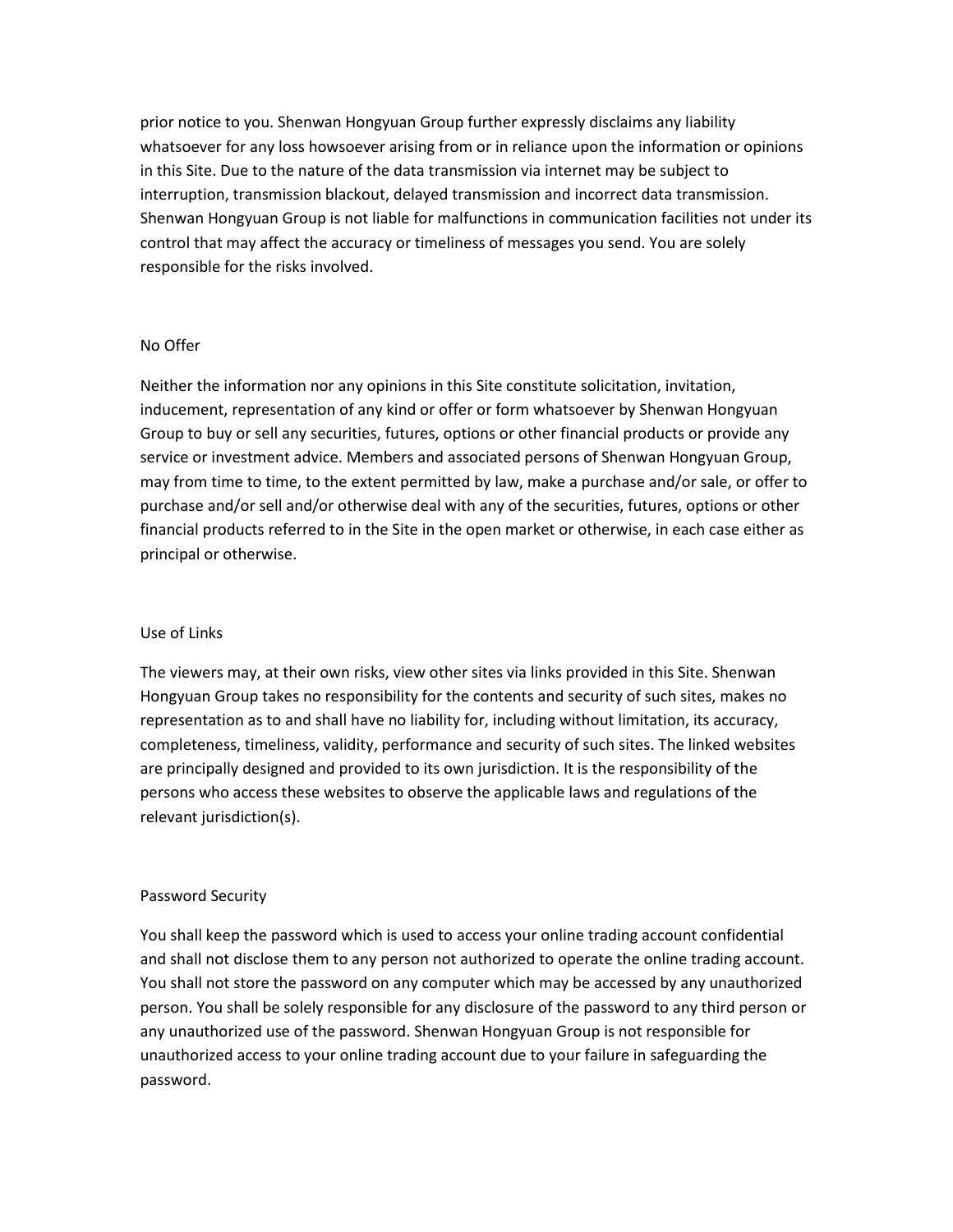prior notice to you. Shenwan Hongyuan Group further expressly disclaims any liability whatsoever for any loss howsoever arising from or in reliance upon the information or opinions in this Site. Due to the nature of the data transmission via internet may be subject to interruption, transmission blackout, delayed transmission and incorrect data transmission. Shenwan Hongyuan Group is not liable for malfunctions in communication facilities not under its control that may affect the accuracy or timeliness of messages you send. You are solely responsible for the risks involved.

## No Offer

Neither the information nor any opinions in this Site constitute solicitation, invitation, inducement, representation of any kind or offer or form whatsoever by Shenwan Hongyuan Group to buy or sell any securities, futures, options or other financial products or provide any service or investment advice. Members and associated persons of Shenwan Hongyuan Group, may from time to time, to the extent permitted by law, make a purchase and/or sale, or offer to purchase and/or sell and/or otherwise deal with any of the securities, futures, options or other financial products referred to in the Site in the open market or otherwise, in each case either as principal or otherwise.

## Use of Links

The viewers may, at their own risks, view other sites via links provided in this Site. Shenwan Hongyuan Group takes no responsibility for the contents and security of such sites, makes no representation as to and shall have no liability for, including without limitation, its accuracy, completeness, timeliness, validity, performance and security of such sites. The linked websites are principally designed and provided to its own jurisdiction. It is the responsibility of the persons who access these websites to observe the applicable laws and regulations of the relevant jurisdiction(s).

## Password Security

You shall keep the password which is used to access your online trading account confidential and shall not disclose them to any person not authorized to operate the online trading account. You shall not store the password on any computer which may be accessed by any unauthorized person. You shall be solely responsible for any disclosure of the password to any third person or any unauthorized use of the password. Shenwan Hongyuan Group is not responsible for unauthorized access to your online trading account due to your failure in safeguarding the password.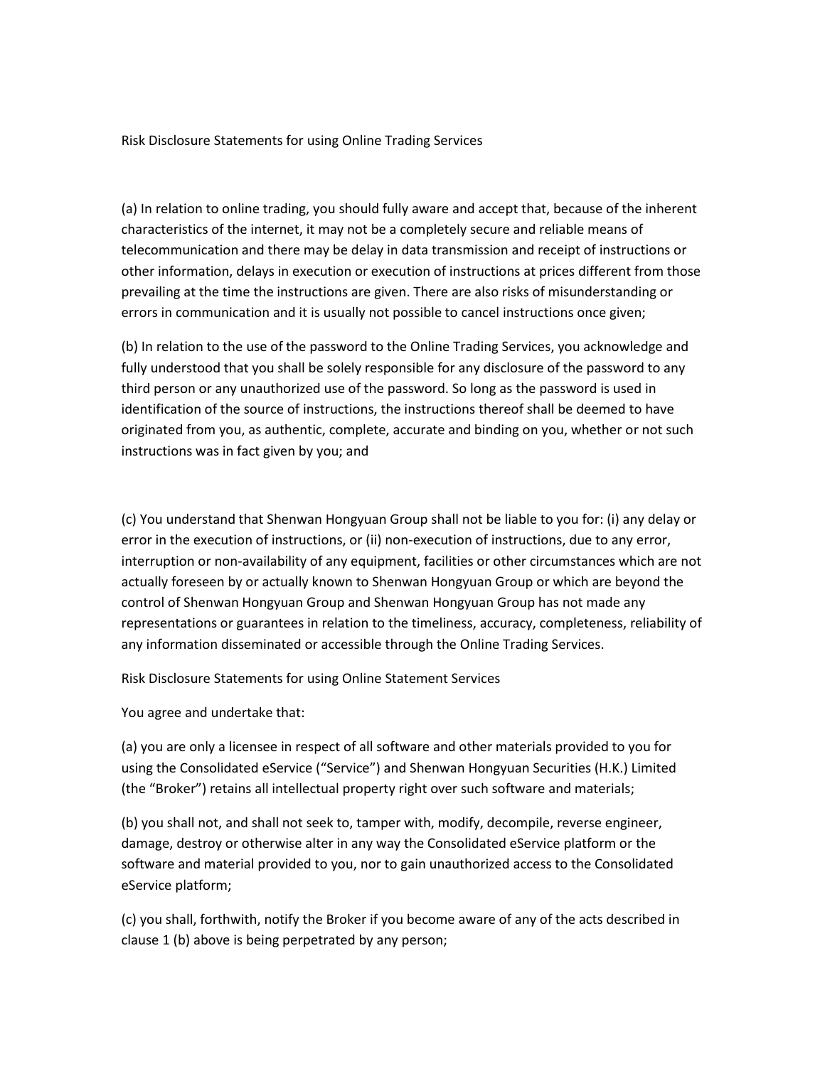Risk Disclosure Statements for using Online Trading Services

(a) In relation to online trading, you should fully aware and accept that, because of the inherent characteristics of the internet, it may not be a completely secure and reliable means of telecommunication and there may be delay in data transmission and receipt of instructions or other information, delays in execution or execution of instructions at prices different from those prevailing at the time the instructions are given. There are also risks of misunderstanding or errors in communication and it is usually not possible to cancel instructions once given;

(b) In relation to the use of the password to the Online Trading Services, you acknowledge and fully understood that you shall be solely responsible for any disclosure of the password to any third person or any unauthorized use of the password. So long as the password is used in identification of the source of instructions, the instructions thereof shall be deemed to have originated from you, as authentic, complete, accurate and binding on you, whether or not such instructions was in fact given by you; and

(c) You understand that Shenwan Hongyuan Group shall not be liable to you for: (i) any delay or error in the execution of instructions, or (ii) non-execution of instructions, due to any error, interruption or non-availability of any equipment, facilities or other circumstances which are not actually foreseen by or actually known to Shenwan Hongyuan Group or which are beyond the control of Shenwan Hongyuan Group and Shenwan Hongyuan Group has not made any representations or guarantees in relation to the timeliness, accuracy, completeness, reliability of any information disseminated or accessible through the Online Trading Services.

Risk Disclosure Statements for using Online Statement Services

You agree and undertake that:

(a) you are only a licensee in respect of all software and other materials provided to you for using the Consolidated eService ("Service") and Shenwan Hongyuan Securities (H.K.) Limited (the "Broker") retains all intellectual property right over such software and materials;

(b) you shall not, and shall not seek to, tamper with, modify, decompile, reverse engineer, damage, destroy or otherwise alter in any way the Consolidated eService platform or the software and material provided to you, nor to gain unauthorized access to the Consolidated eService platform;

(c) you shall, forthwith, notify the Broker if you become aware of any of the acts described in clause 1 (b) above is being perpetrated by any person;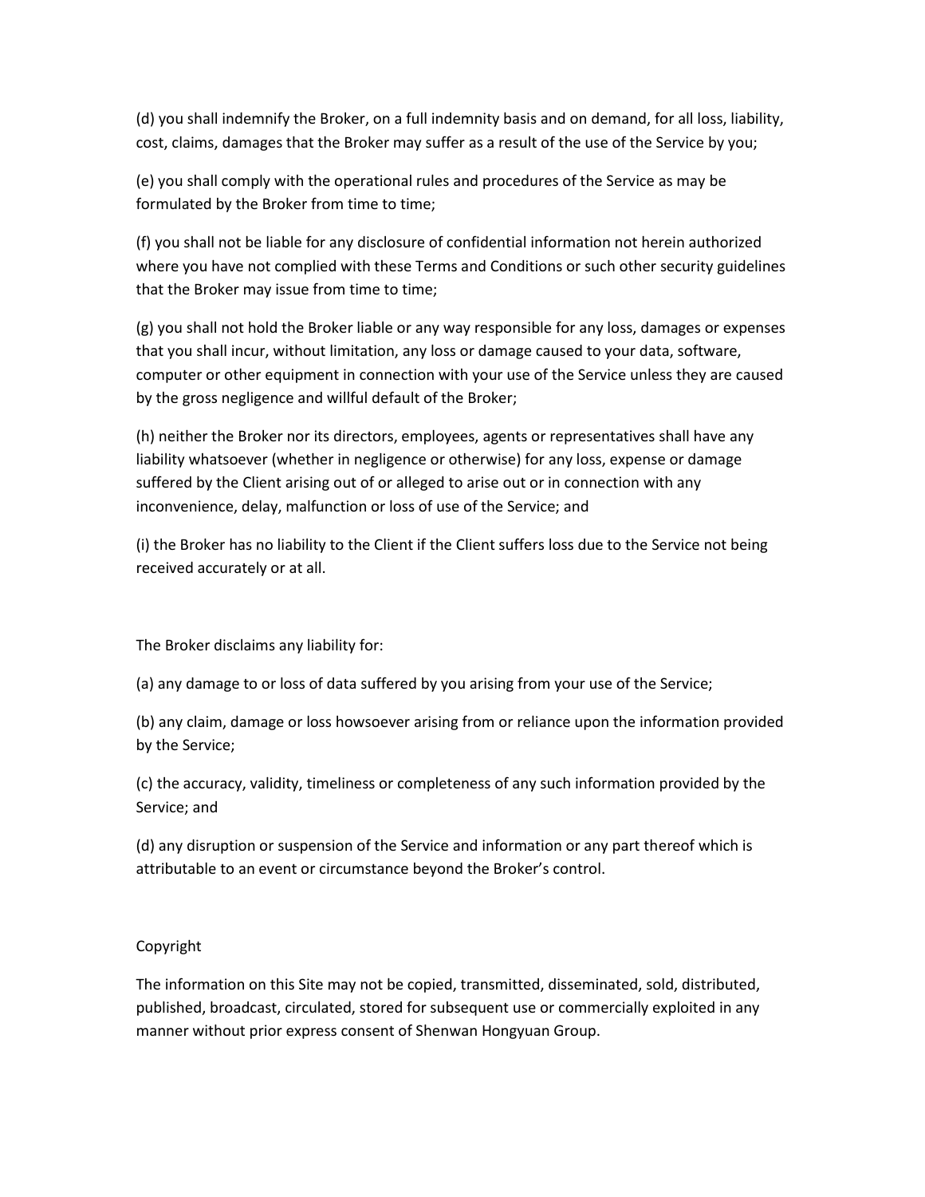(d) you shall indemnify the Broker, on a full indemnity basis and on demand, for all loss, liability, cost, claims, damages that the Broker may suffer as a result of the use of the Service by you;

(e) you shall comply with the operational rules and procedures of the Service as may be formulated by the Broker from time to time;

(f) you shall not be liable for any disclosure of confidential information not herein authorized where you have not complied with these Terms and Conditions or such other security guidelines that the Broker may issue from time to time;

(g) you shall not hold the Broker liable or any way responsible for any loss, damages or expenses that you shall incur, without limitation, any loss or damage caused to your data, software, computer or other equipment in connection with your use of the Service unless they are caused by the gross negligence and willful default of the Broker;

(h) neither the Broker nor its directors, employees, agents or representatives shall have any liability whatsoever (whether in negligence or otherwise) for any loss, expense or damage suffered by the Client arising out of or alleged to arise out or in connection with any inconvenience, delay, malfunction or loss of use of the Service; and

(i) the Broker has no liability to the Client if the Client suffers loss due to the Service not being received accurately or at all.

The Broker disclaims any liability for:

(a) any damage to or loss of data suffered by you arising from your use of the Service;

(b) any claim, damage or loss howsoever arising from or reliance upon the information provided by the Service;

(c) the accuracy, validity, timeliness or completeness of any such information provided by the Service; and

(d) any disruption or suspension of the Service and information or any part thereof which is attributable to an event or circumstance beyond the Broker's control.

## Copyright

The information on this Site may not be copied, transmitted, disseminated, sold, distributed, published, broadcast, circulated, stored for subsequent use or commercially exploited in any manner without prior express consent of Shenwan Hongyuan Group.